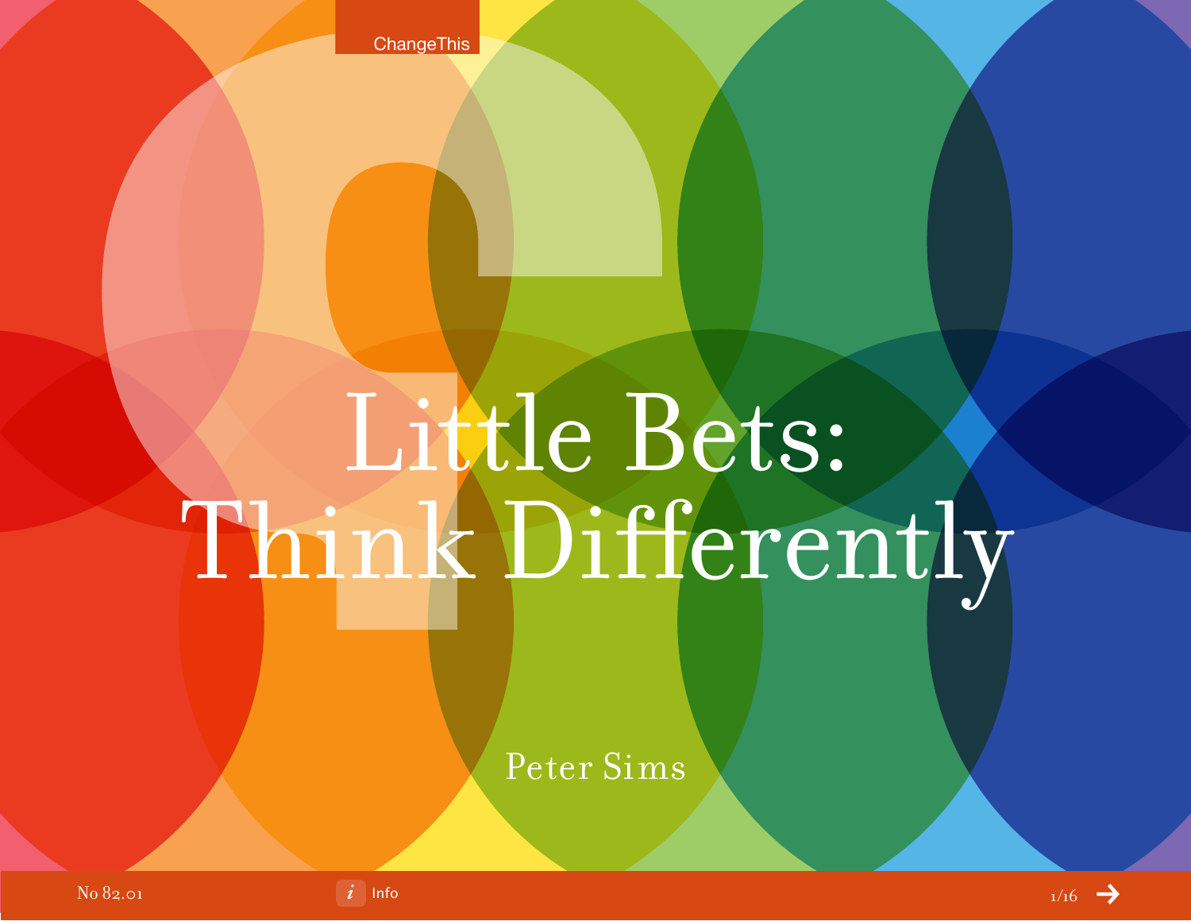# Little Bets: Think Differently

Peter Sims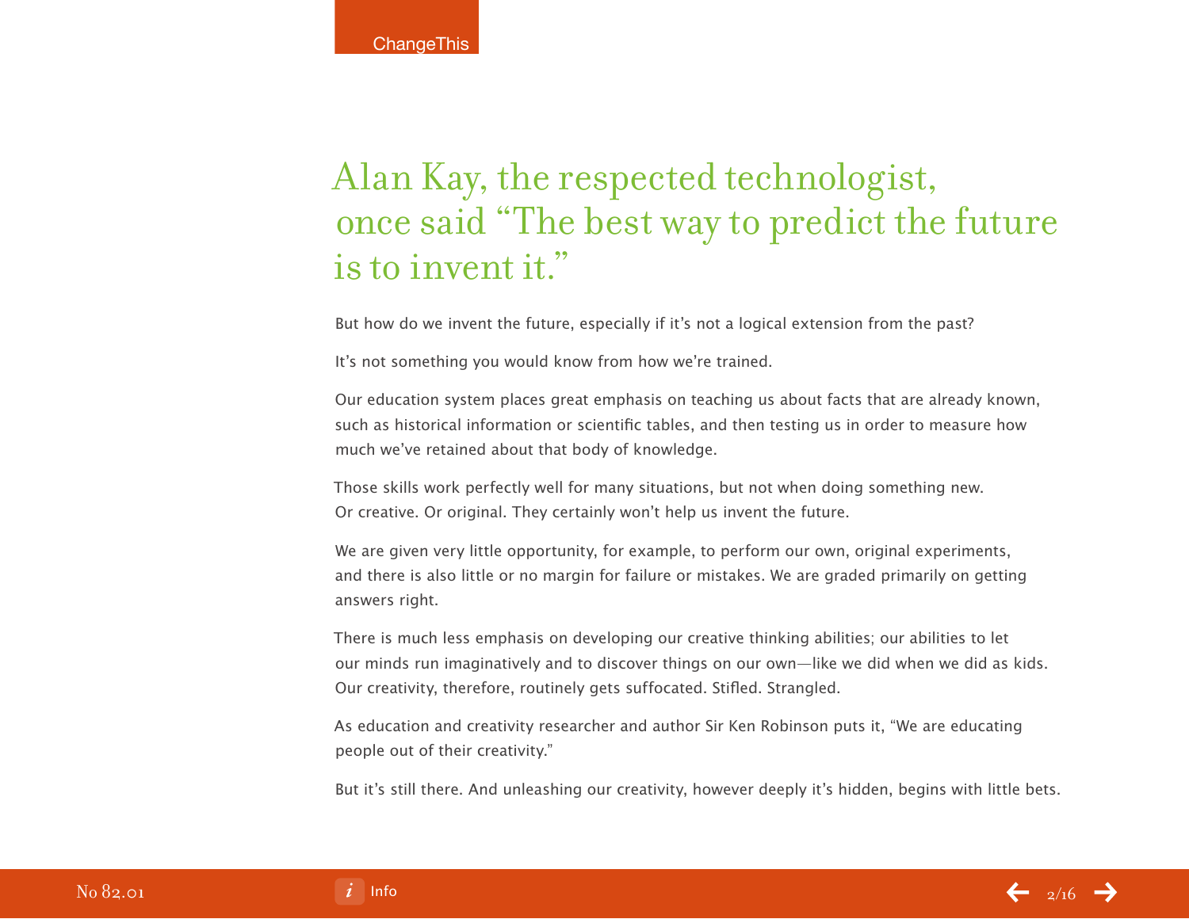## Alan Kay, the respected technologist, once said "The best way to predict the future is to invent it."

But how do we invent the future, especially if it's not a logical extension from the past?

It's not something you would know from how we're trained.

Our education system places great emphasis on teaching us about facts that are already known, such as historical information or scientific tables, and then testing us in order to measure how much we've retained about that body of knowledge.

Those skills work perfectly well for many situations, but not when doing something new. Or creative. Or original. They certainly won't help us invent the future.

We are given very little opportunity, for example, to perform our own, original experiments, and there is also little or no margin for failure or mistakes. We are graded primarily on getting answers right.

There is much less emphasis on developing our creative thinking abilities; our abilities to let our minds run imaginatively and to discover things on our own—like we did when we did as kids. Our creativity, therefore, routinely gets suffocated. Stifled. Strangled.

As education and creativity researcher and author Sir Ken Robinson puts it, "We are educating people out of their creativity."

But it's still there. And unleashing our creativity, however deeply it's hidden, begins with little bets.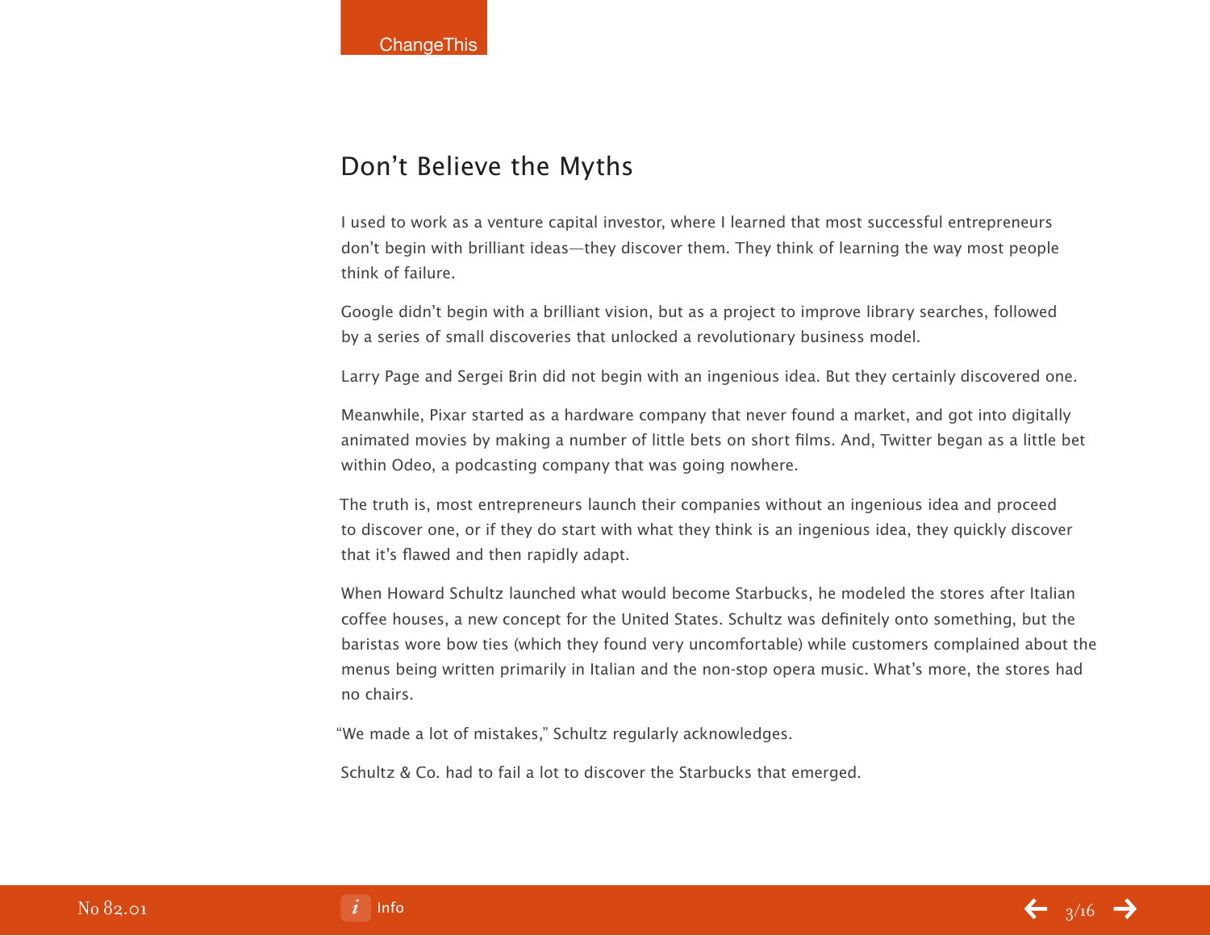## Don't Believe the Myths

I used to work as a venture capital investor, where I learned that most successful entrepreneurs don't begin with brilliant ideas—they discover them. They think of learning the way most people think of failure.

Google didn't begin with a brilliant vision, but as a project to improve library searches, followed by a series of small discoveries that unlocked a revolutionary business model.

Larry Page and Sergei Brin did not begin with an ingenious idea. But they certainly discovered one.

Meanwhile, Pixar started as a hardware company that never found a market, and got into digitally animated movies by making a number of little bets on short films. And, Twitter began as a little bet within Odeo, a podcasting company that was going nowhere.

The truth is, most entrepreneurs launch their companies without an ingenious idea and proceed to discover one, or if they do start with what they think is an ingenious idea, they quickly discover that it's flawed and then rapidly adapt.

When Howard Schultz launched what would become Starbucks, he modeled the stores after Italian coffee houses, a new concept for the United States. Schultz was definitely onto something, but the baristas wore bow ties (which they found very uncomfortable) while customers complained about the menus being written primarily in Italian and the non-stop opera music. What's more, the stores had no chairs.

"We made a lot of mistakes," Schultz regularly acknowledges.

Schultz & Co. had to fail a lot to discover the Starbucks that emerged.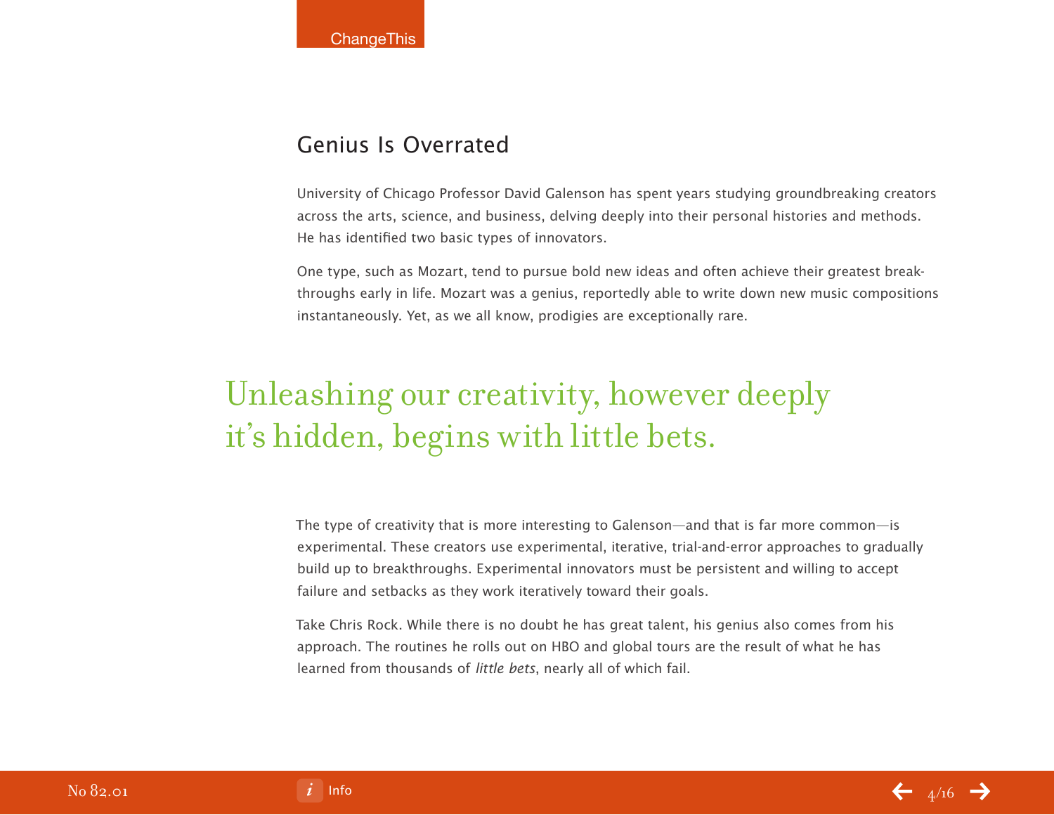## Genius Is Overrated

University of Chicago Professor David Galenson has spent years studying groundbreaking creators across the arts, science, and business, delving deeply into their personal histories and methods. He has identified two basic types of innovators.

One type, such as Mozart, tend to pursue bold new ideas and often achieve their greatest breakthroughs early in life. Mozart was a genius, reportedly able to write down new music compositions instantaneously. Yet, as we all know, prodigies are exceptionally rare.

> Unleashing our creativity, however deeply it's hidden, begins with little bets.

The type of creativity that is more interesting to Galenson—and that is far more common—is experimental. These creators use experimental, iterative, trial-and-error approaches to gradually build up to breakthroughs. Experimental innovators must be persistent and willing to accept failure and setbacks as they work iteratively toward their goals.

Take Chris Rock. While there is no doubt he has great talent, his genius also comes from his approach. The routines he rolls out on HBO and global tours are the result of what he has learned from thousands of *little bets*, nearly all of which fail.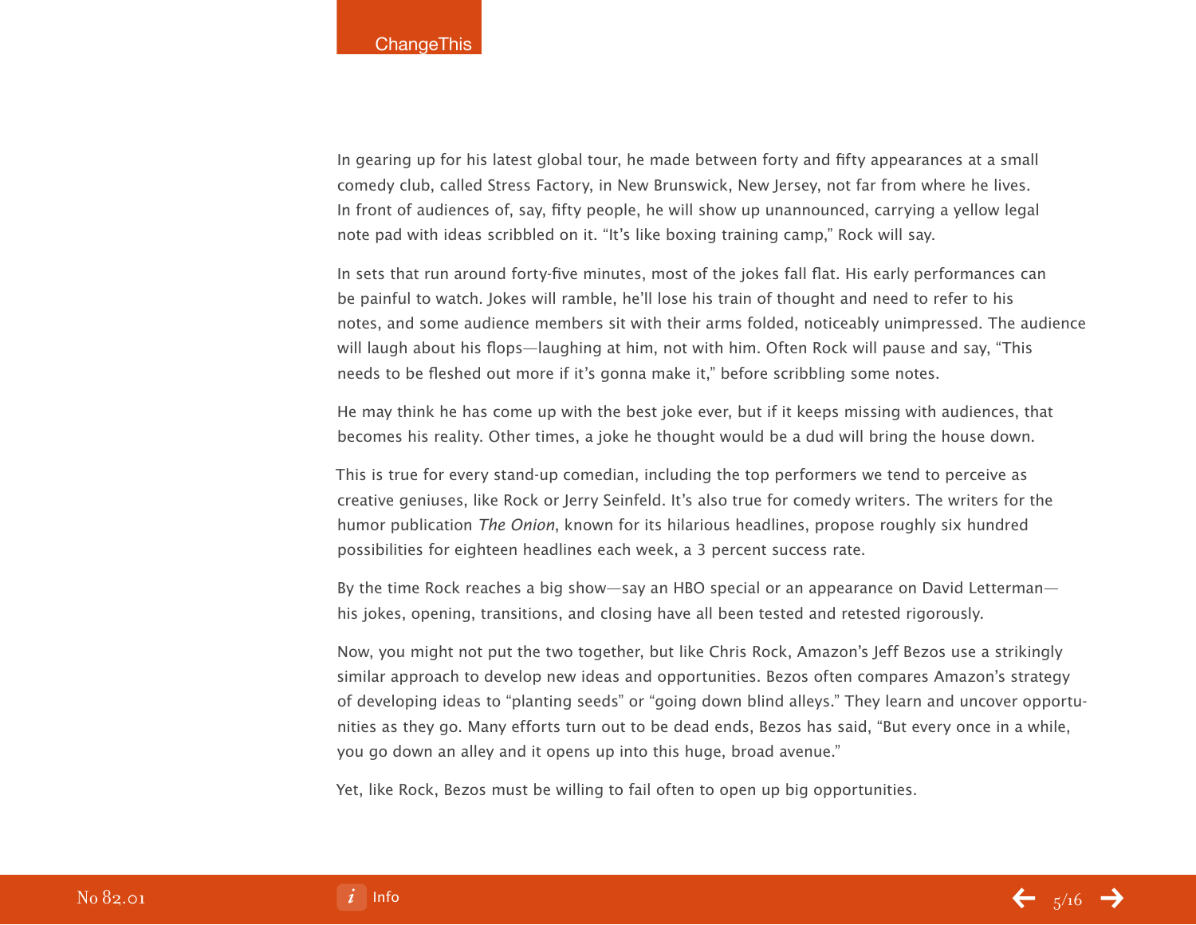In gearing up for his latest global tour, he made between forty and fifty appearances at a small comedy club, called Stress Factory, in New Brunswick, New Jersey, not far from where he lives. In front of audiences of, say, fifty people, he will show up unannounced, carrying a yellow legal note pad with ideas scribbled on it. “It’s like boxing training camp,” Rock will say.

In sets that run around forty-five minutes, most of the jokes fall flat. His early performances can be painful to watch. Jokes will ramble, he’ll lose his train of thought and need to refer to his notes, and some audience members sit with their arms folded, noticeably unimpressed. The audience will laugh about his flops—laughing at him, not with him. Often Rock will pause and say, “This needs to be fleshed out more if it’s gonna make it,” before scribbling some notes.

He may think he has come up with the best joke ever, but if it keeps missing with audiences, that becomes his reality. Other times, a joke he thought would be a dud will bring the house down.

This is true for every stand-up comedian, including the top performers we tend to perceive as creative geniuses, like Rock or Jerry Seinfeld. It’s also true for comedy writers. The writers for the humor publication *The Onion*, known for its hilarious headlines, propose roughly six hundred possibilities for eighteen headlines each week, a 3 percent success rate.

By the time Rock reaches a big show—say an HBO special or an appearance on David Letterman—his jokes, opening, transitions, and closing have all been tested and retested rigorously.

Now, you might not put the two together, but like Chris Rock, Amazon’s Jeff Bezos use a strikingly similar approach to develop new ideas and opportunities. Bezos often compares Amazon’s strategy of developing ideas to “planting seeds” or “going down blind alleys.” They learn and uncover opportunities as they go. Many efforts turn out to be dead ends, Bezos has said, “But every once in a while, you go down an alley and it opens up into this huge, broad avenue.”

Yet, like Rock, Bezos must be willing to fail often to open up big opportunities.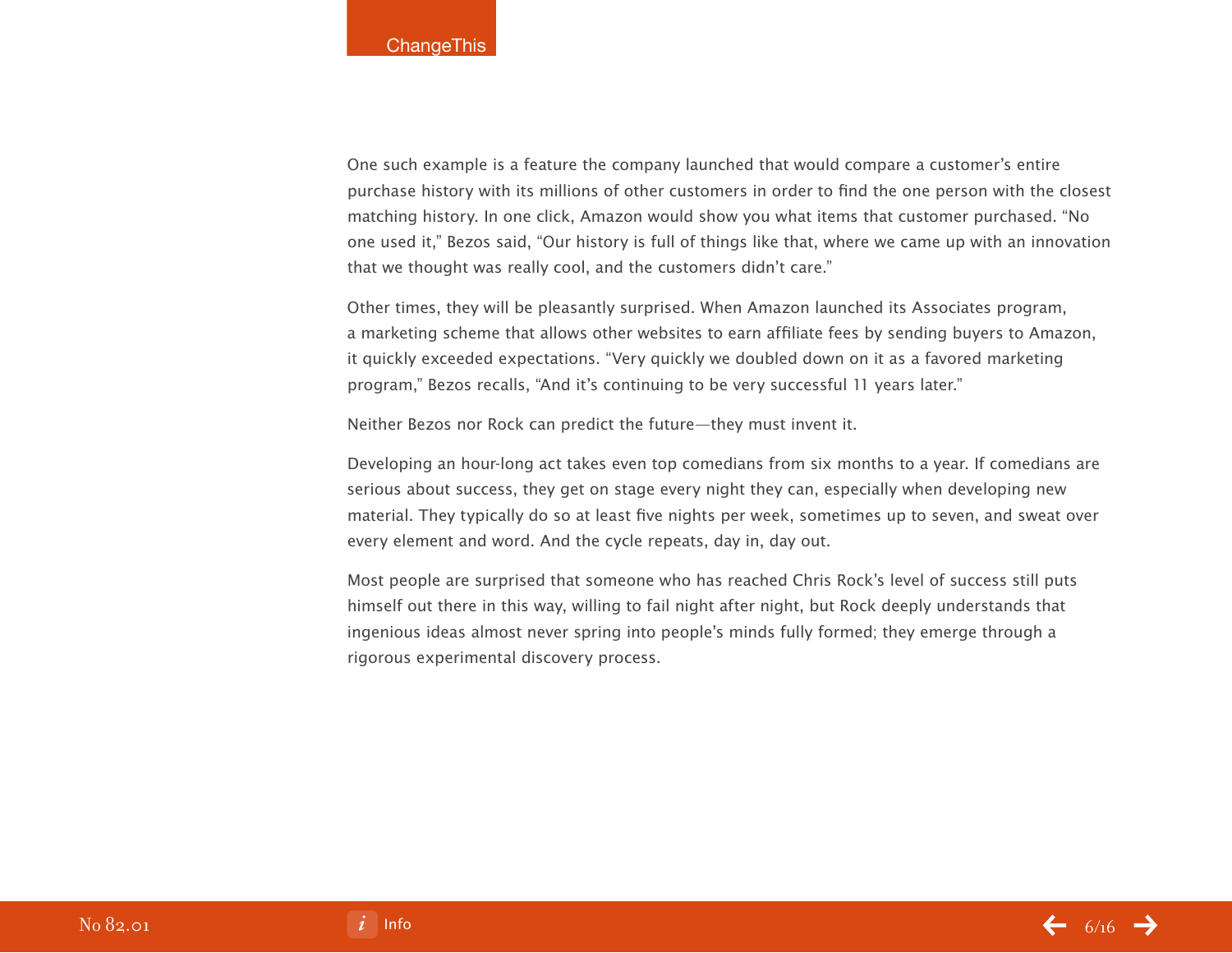One such example is a feature the company launched that would compare a customer's entire purchase history with its millions of other customers in order to find the one person with the closest matching history. In one click, Amazon would show you what items that customer purchased. "No one used it," Bezos said, "Our history is full of things like that, where we came up with an innovation that we thought was really cool, and the customers didn't care."

Other times, they will be pleasantly surprised. When Amazon launched its Associates program, a marketing scheme that allows other websites to earn affiliate fees by sending buyers to Amazon, it quickly exceeded expectations. "Very quickly we doubled down on it as a favored marketing program," Bezos recalls, "And it's continuing to be very successful 11 years later."

Neither Bezos nor Rock can predict the future—they must invent it.

Developing an hour-long act takes even top comedians from six months to a year. If comedians are serious about success, they get on stage every night they can, especially when developing new material. They typically do so at least five nights per week, sometimes up to seven, and sweat over every element and word. And the cycle repeats, day in, day out.

Most people are surprised that someone who has reached Chris Rock's level of success still puts himself out there in this way, willing to fail night after night, but Rock deeply understands that ingenious ideas almost never spring into people's minds fully formed; they emerge through a rigorous experimental discovery process.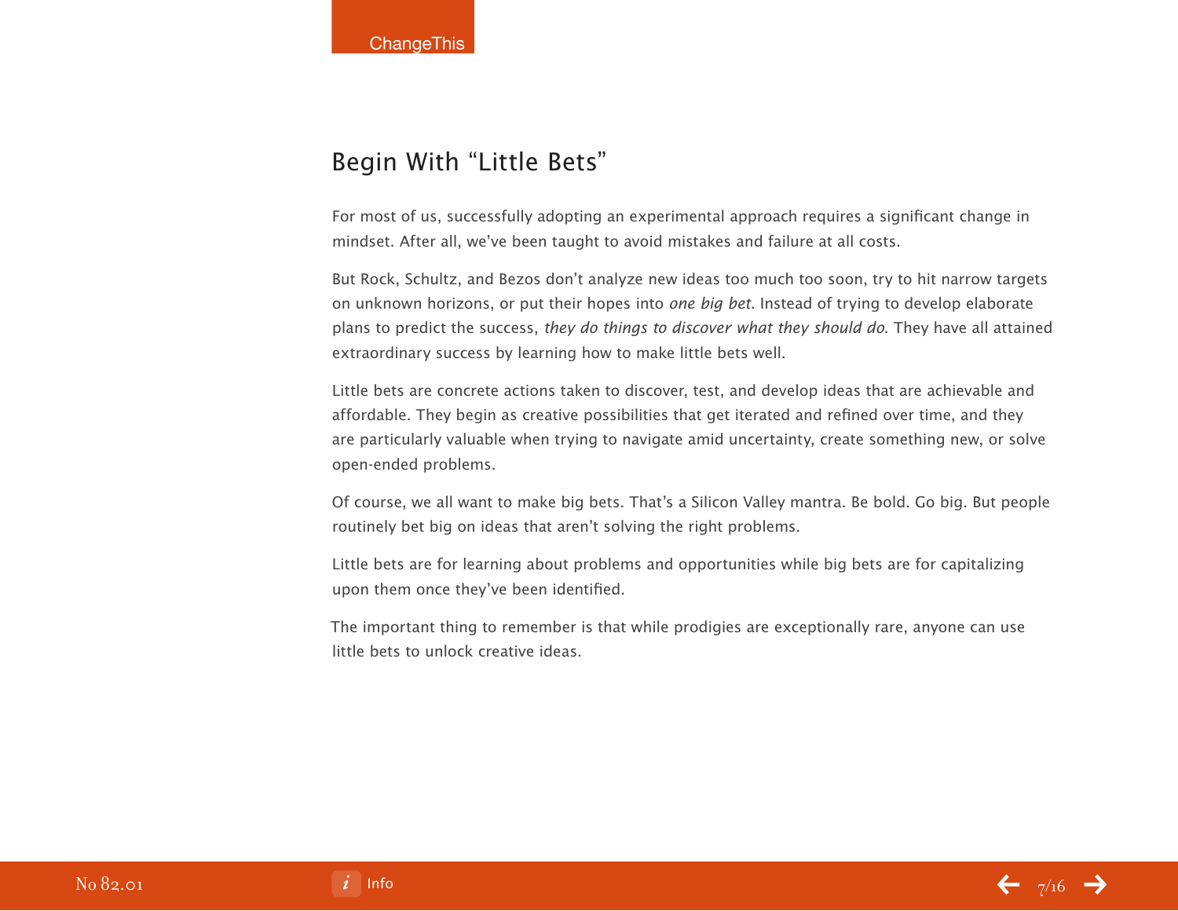## Begin With "Little Bets"

For most of us, successfully adopting an experimental approach requires a significant change in mindset. After all, we've been taught to avoid mistakes and failure at all costs.

But Rock, Schultz, and Bezos don't analyze new ideas too much too soon, try to hit narrow targets on unknown horizons, or put their hopes into *one big bet*. Instead of trying to develop elaborate plans to predict the success, *they do things to discover what they should do*. They have all attained extraordinary success by learning how to make little bets well.

Little bets are concrete actions taken to discover, test, and develop ideas that are achievable and affordable. They begin as creative possibilities that get iterated and refined over time, and they are particularly valuable when trying to navigate amid uncertainty, create something new, or solve open-ended problems.

Of course, we all want to make big bets. That's a Silicon Valley mantra. Be bold. Go big. But people routinely bet big on ideas that aren't solving the right problems.

Little bets are for learning about problems and opportunities while big bets are for capitalizing upon them once they've been identified.

The important thing to remember is that while prodigies are exceptionally rare, anyone can use little bets to unlock creative ideas.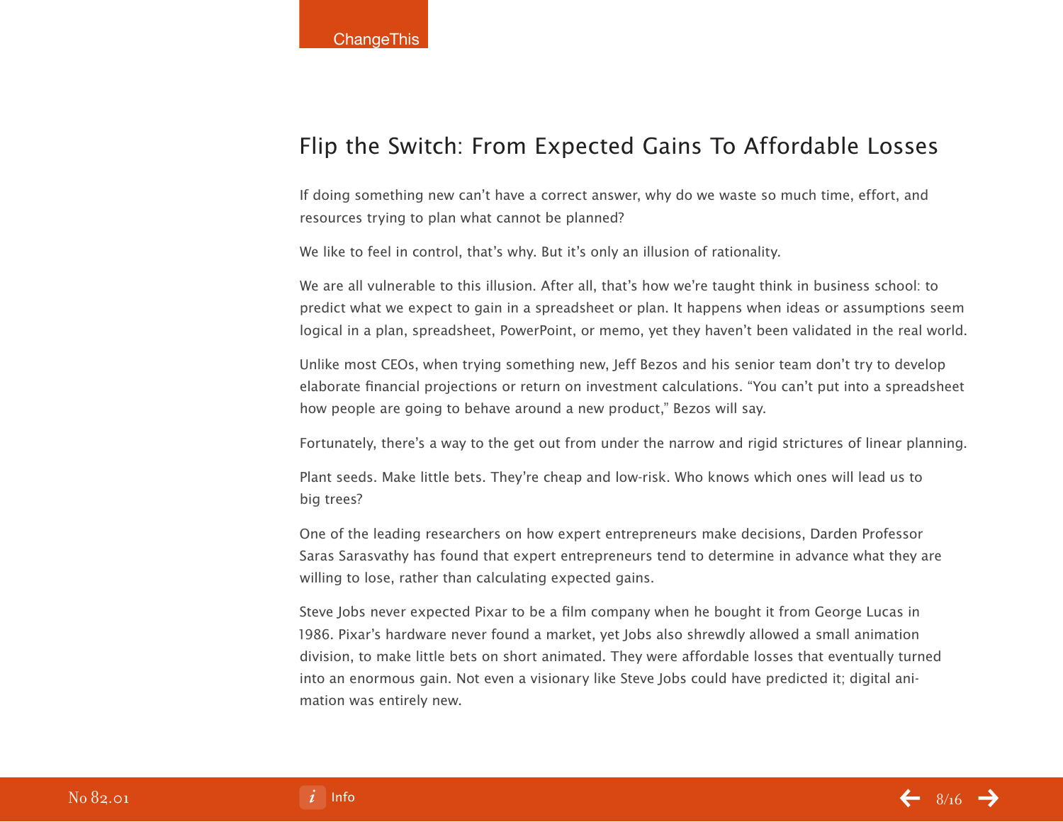## Flip the Switch: From Expected Gains To Affordable Losses

If doing something new can't have a correct answer, why do we waste so much time, effort, and resources trying to plan what cannot be planned?

We like to feel in control, that's why. But it's only an illusion of rationality.

We are all vulnerable to this illusion. After all, that's how we're taught think in business school: to predict what we expect to gain in a spreadsheet or plan. It happens when ideas or assumptions seem logical in a plan, spreadsheet, PowerPoint, or memo, yet they haven't been validated in the real world.

Unlike most CEOs, when trying something new, Jeff Bezos and his senior team don't try to develop elaborate financial projections or return on investment calculations. "You can't put into a spreadsheet how people are going to behave around a new product," Bezos will say.

Fortunately, there's a way to the get out from under the narrow and rigid strictures of linear planning.

Plant seeds. Make little bets. They're cheap and low-risk. Who knows which ones will lead us to big trees?

One of the leading researchers on how expert entrepreneurs make decisions, Darden Professor Saras Sarasvathy has found that expert entrepreneurs tend to determine in advance what they are willing to lose, rather than calculating expected gains.

Steve Jobs never expected Pixar to be a film company when he bought it from George Lucas in 1986. Pixar's hardware never found a market, yet Jobs also shrewdly allowed a small animation division, to make little bets on short animated. They were affordable losses that eventually turned into an enormous gain. Not even a visionary like Steve Jobs could have predicted it; digital animation was entirely new.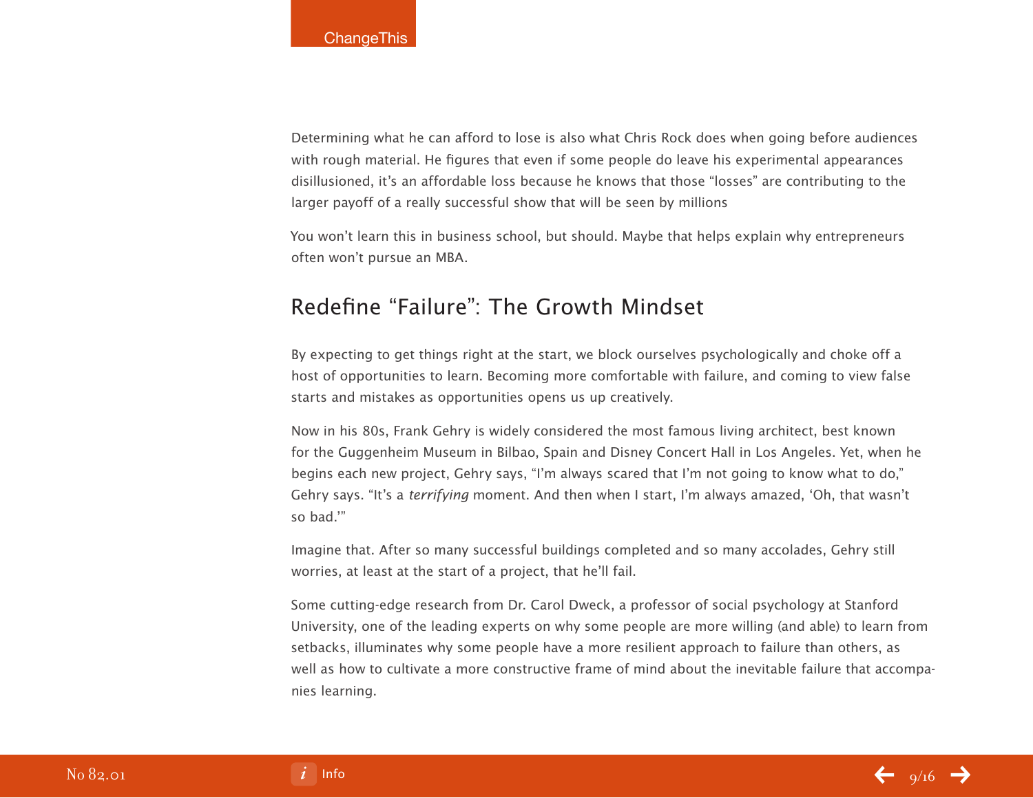Determining what he can afford to lose is also what Chris Rock does when going before audiences with rough material. He figures that even if some people do leave his experimental appearances disillusioned, it's an affordable loss because he knows that those "losses" are contributing to the larger payoff of a really successful show that will be seen by millions

You won't learn this in business school, but should. Maybe that helps explain why entrepreneurs often won't pursue an MBA.

## Redefine "Failure": The Growth Mindset

By expecting to get things right at the start, we block ourselves psychologically and choke off a host of opportunities to learn. Becoming more comfortable with failure, and coming to view false starts and mistakes as opportunities opens us up creatively.

Now in his 80s, Frank Gehry is widely considered the most famous living architect, best known for the Guggenheim Museum in Bilbao, Spain and Disney Concert Hall in Los Angeles. Yet, when he begins each new project, Gehry says, "I'm always scared that I'm not going to know what to do," Gehry says. "It's a *terrifying* moment. And then when I start, I'm always amazed, 'Oh, that wasn't so bad.'"

Imagine that. After so many successful buildings completed and so many accolades, Gehry still worries, at least at the start of a project, that he'll fail.

Some cutting-edge research from Dr. Carol Dweck, a professor of social psychology at Stanford University, one of the leading experts on why some people are more willing (and able) to learn from setbacks, illuminates why some people have a more resilient approach to failure than others, as well as how to cultivate a more constructive frame of mind about the inevitable failure that accompanies learning.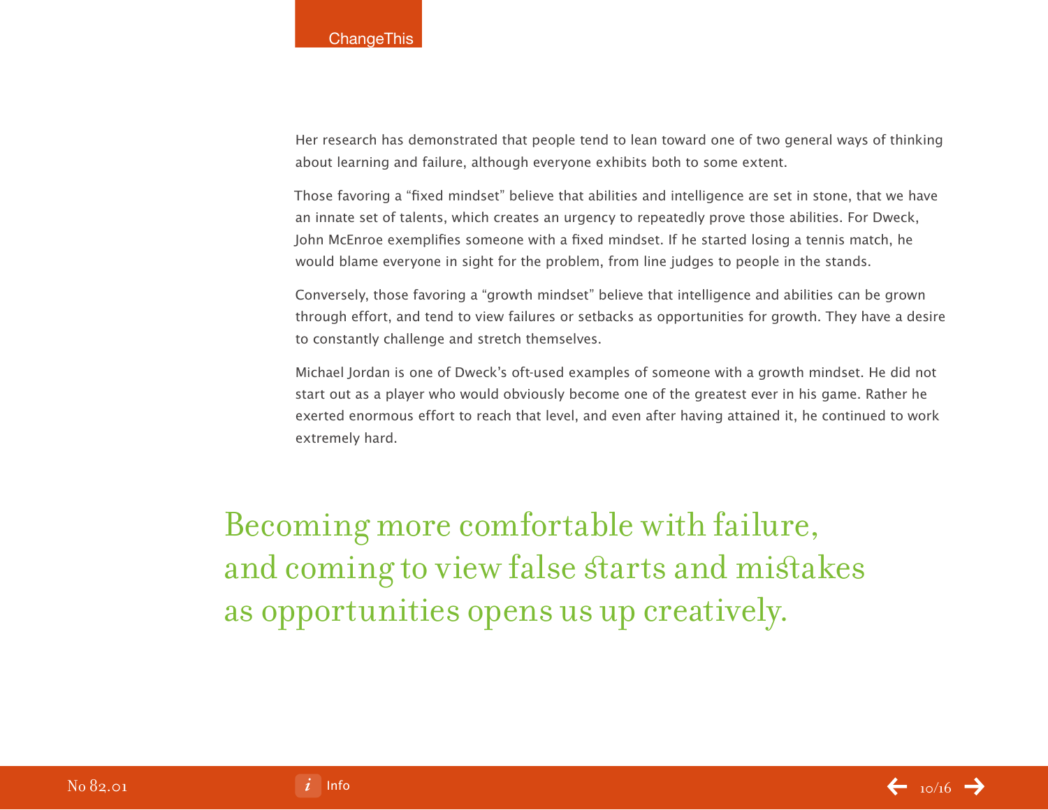Her research has demonstrated that people tend to lean toward one of two general ways of thinking about learning and failure, although everyone exhibits both to some extent.

Those favoring a "fixed mindset" believe that abilities and intelligence are set in stone, that we have an innate set of talents, which creates an urgency to repeatedly prove those abilities. For Dweck, John McEnroe exemplifies someone with a fixed mindset. If he started losing a tennis match, he would blame everyone in sight for the problem, from line judges to people in the stands.

Conversely, those favoring a "growth mindset" believe that intelligence and abilities can be grown through effort, and tend to view failures or setbacks as opportunities for growth. They have a desire to constantly challenge and stretch themselves.

Michael Jordan is one of Dweck's oft-used examples of someone with a growth mindset. He did not start out as a player who would obviously become one of the greatest ever in his game. Rather he exerted enormous effort to reach that level, and even after having attained it, he continued to work extremely hard.

> Becoming more comfortable with failure, and coming to view false starts and mistakes as opportunities opens us up creatively.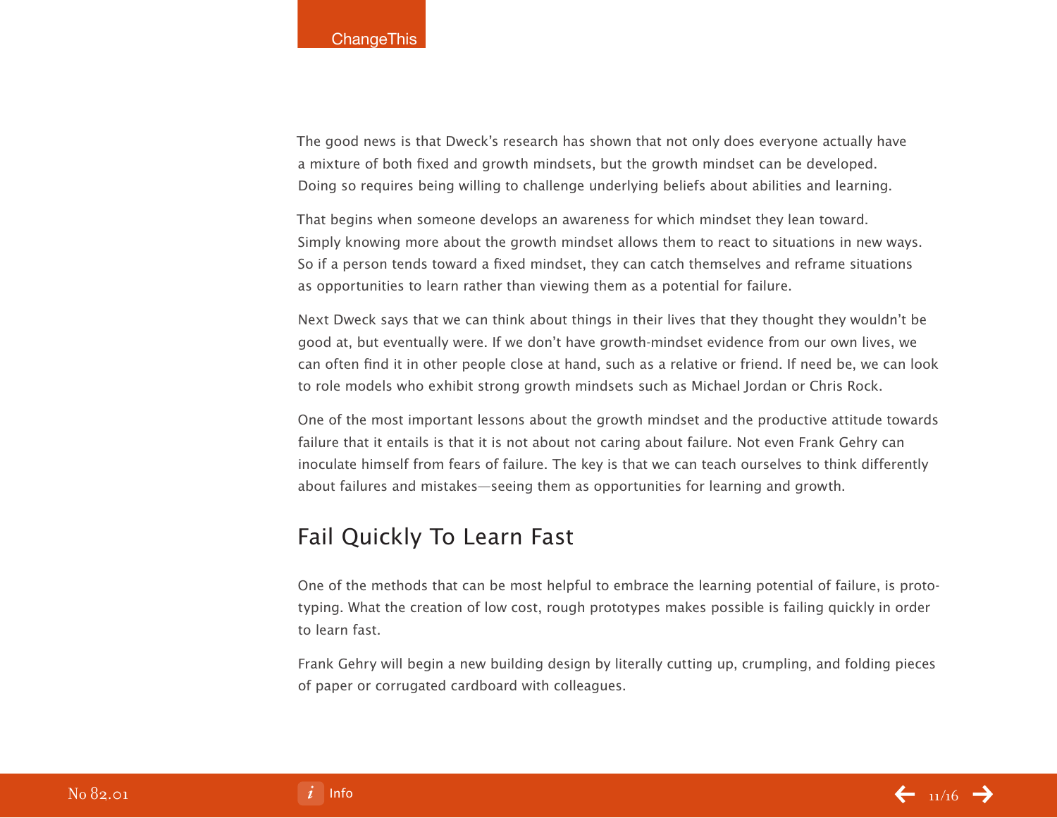The good news is that Dweck's research has shown that not only does everyone actually have a mixture of both fixed and growth mindsets, but the growth mindset can be developed. Doing so requires being willing to challenge underlying beliefs about abilities and learning.

That begins when someone develops an awareness for which mindset they lean toward. Simply knowing more about the growth mindset allows them to react to situations in new ways. So if a person tends toward a fixed mindset, they can catch themselves and reframe situations as opportunities to learn rather than viewing them as a potential for failure.

Next Dweck says that we can think about things in their lives that they thought they wouldn't be good at, but eventually were. If we don't have growth-mindset evidence from our own lives, we can often find it in other people close at hand, such as a relative or friend. If need be, we can look to role models who exhibit strong growth mindsets such as Michael Jordan or Chris Rock.

One of the most important lessons about the growth mindset and the productive attitude towards failure that it entails is that it is not about not caring about failure. Not even Frank Gehry can inoculate himself from fears of failure. The key is that we can teach ourselves to think differently about failures and mistakes—seeing them as opportunities for learning and growth.

## Fail Quickly To Learn Fast

One of the methods that can be most helpful to embrace the learning potential of failure, is prototyping. What the creation of low cost, rough prototypes makes possible is failing quickly in order to learn fast.

Frank Gehry will begin a new building design by literally cutting up, crumpling, and folding pieces of paper or corrugated cardboard with colleagues.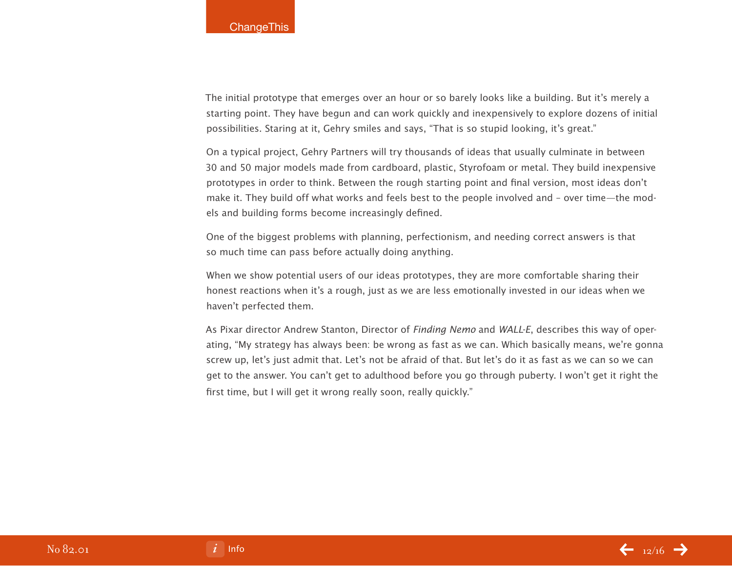The initial prototype that emerges over an hour or so barely looks like a building. But it's merely a starting point. They have begun and can work quickly and inexpensively to explore dozens of initial possibilities. Staring at it, Gehry smiles and says, "That is so stupid looking, it's great."

On a typical project, Gehry Partners will try thousands of ideas that usually culminate in between 30 and 50 major models made from cardboard, plastic, Styrofoam or metal. They build inexpensive prototypes in order to think. Between the rough starting point and final version, most ideas don't make it. They build off what works and feels best to the people involved and – over time—the models and building forms become increasingly defined.

One of the biggest problems with planning, perfectionism, and needing correct answers is that so much time can pass before actually doing anything.

When we show potential users of our ideas prototypes, they are more comfortable sharing their honest reactions when it's a rough, just as we are less emotionally invested in our ideas when we haven't perfected them.

As Pixar director Andrew Stanton, Director of *Finding Nemo* and *WALL-E*, describes this way of operating, "My strategy has always been: be wrong as fast as we can. Which basically means, we're gonna screw up, let's just admit that. Let's not be afraid of that. But let's do it as fast as we can so we can get to the answer. You can't get to adulthood before you go through puberty. I won't get it right the first time, but I will get it wrong really soon, really quickly."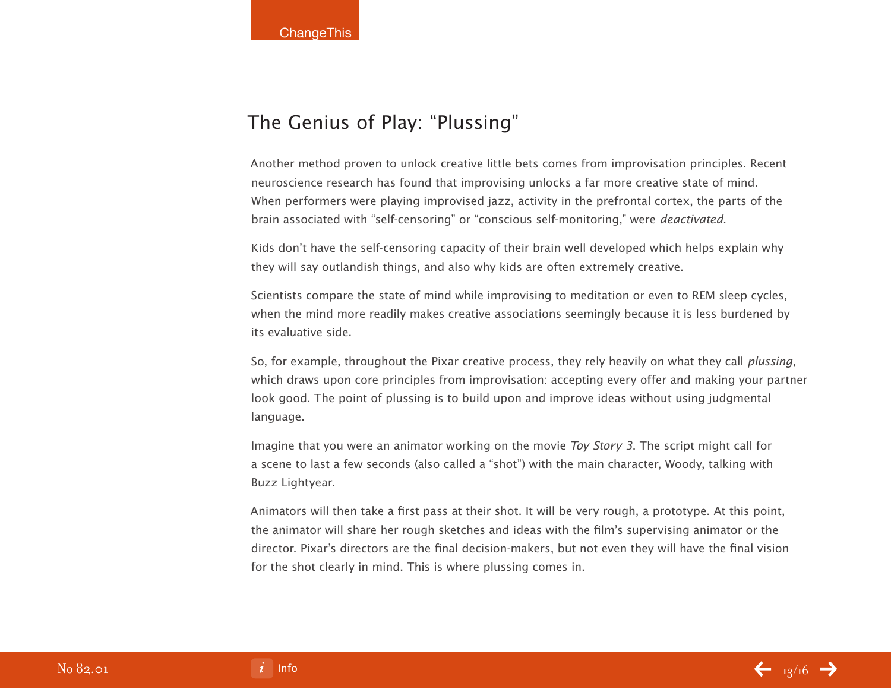## The Genius of Play: "Plussing"

Another method proven to unlock creative little bets comes from improvisation principles. Recent neuroscience research has found that improvising unlocks a far more creative state of mind. When performers were playing improvised jazz, activity in the prefrontal cortex, the parts of the brain associated with "self-censoring" or "conscious self-monitoring," were *deactivated*.

Kids don't have the self-censoring capacity of their brain well developed which helps explain why they will say outlandish things, and also why kids are often extremely creative.

Scientists compare the state of mind while improvising to meditation or even to REM sleep cycles, when the mind more readily makes creative associations seemingly because it is less burdened by its evaluative side.

So, for example, throughout the Pixar creative process, they rely heavily on what they call *plussing*, which draws upon core principles from improvisation: accepting every offer and making your partner look good. The point of plussing is to build upon and improve ideas without using judgmental language.

Imagine that you were an animator working on the movie *Toy Story 3*. The script might call for a scene to last a few seconds (also called a "shot") with the main character, Woody, talking with Buzz Lightyear.

Animators will then take a first pass at their shot. It will be very rough, a prototype. At this point, the animator will share her rough sketches and ideas with the film's supervising animator or the director. Pixar's directors are the final decision-makers, but not even they will have the final vision for the shot clearly in mind. This is where plussing comes in.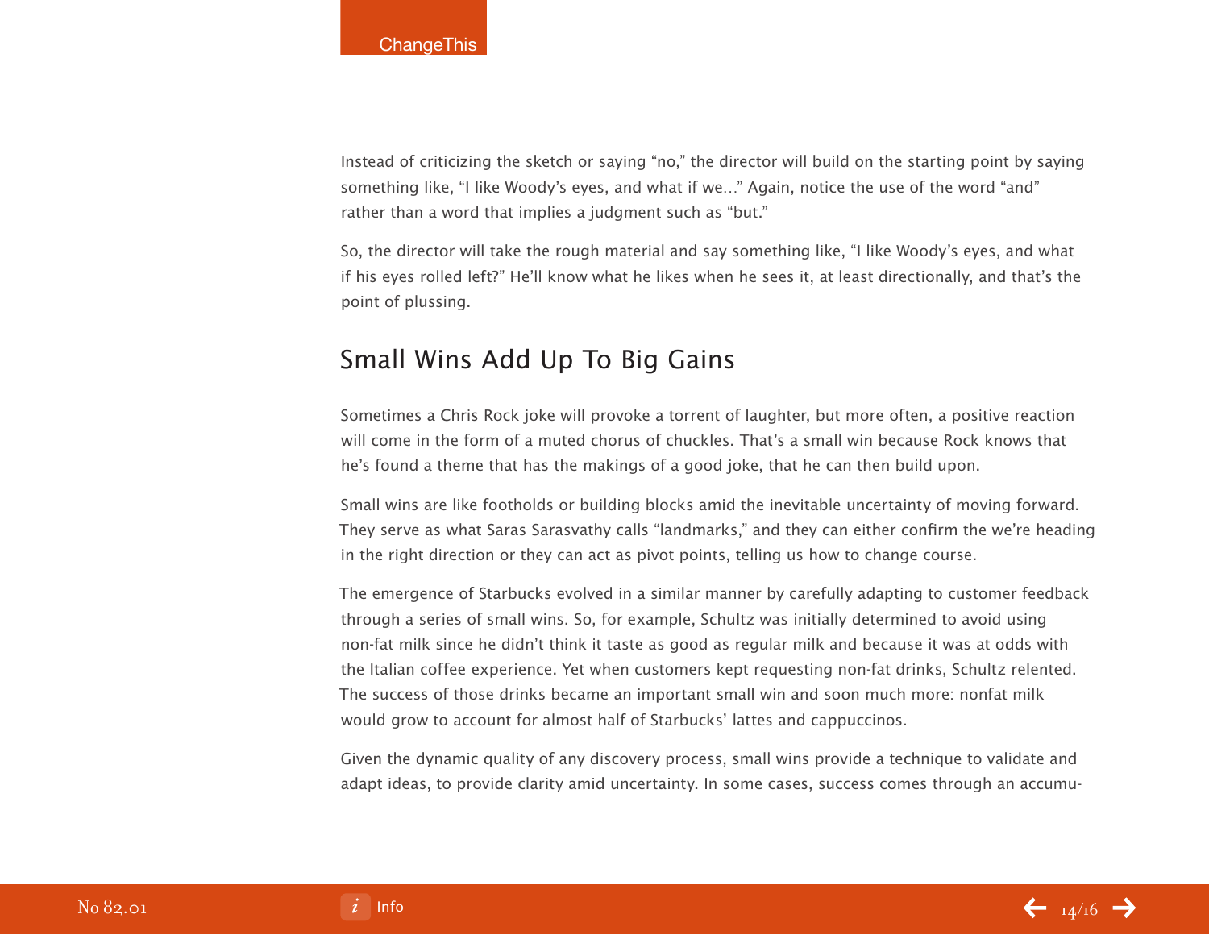Instead of criticizing the sketch or saying “no,” the director will build on the starting point by saying something like, “I like Woody’s eyes, and what if we…” Again, notice the use of the word “and” rather than a word that implies a judgment such as “but.”

So, the director will take the rough material and say something like, “I like Woody’s eyes, and what if his eyes rolled left?” He’ll know what he likes when he sees it, at least directionally, and that’s the point of plussing.

## Small Wins Add Up To Big Gains

Sometimes a Chris Rock joke will provoke a torrent of laughter, but more often, a positive reaction will come in the form of a muted chorus of chuckles. That’s a small win because Rock knows that he’s found a theme that has the makings of a good joke, that he can then build upon.

Small wins are like footholds or building blocks amid the inevitable uncertainty of moving forward. They serve as what Saras Sarasvathy calls “landmarks,” and they can either confirm the we’re heading in the right direction or they can act as pivot points, telling us how to change course.

The emergence of Starbucks evolved in a similar manner by carefully adapting to customer feedback through a series of small wins. So, for example, Schultz was initially determined to avoid using non-fat milk since he didn’t think it taste as good as regular milk and because it was at odds with the Italian coffee experience. Yet when customers kept requesting non-fat drinks, Schultz relented. The success of those drinks became an important small win and soon much more: nonfat milk would grow to account for almost half of Starbucks’ lattes and cappuccinos.

Given the dynamic quality of any discovery process, small wins provide a technique to validate and adapt ideas, to provide clarity amid uncertainty. In some cases, success comes through an accumu-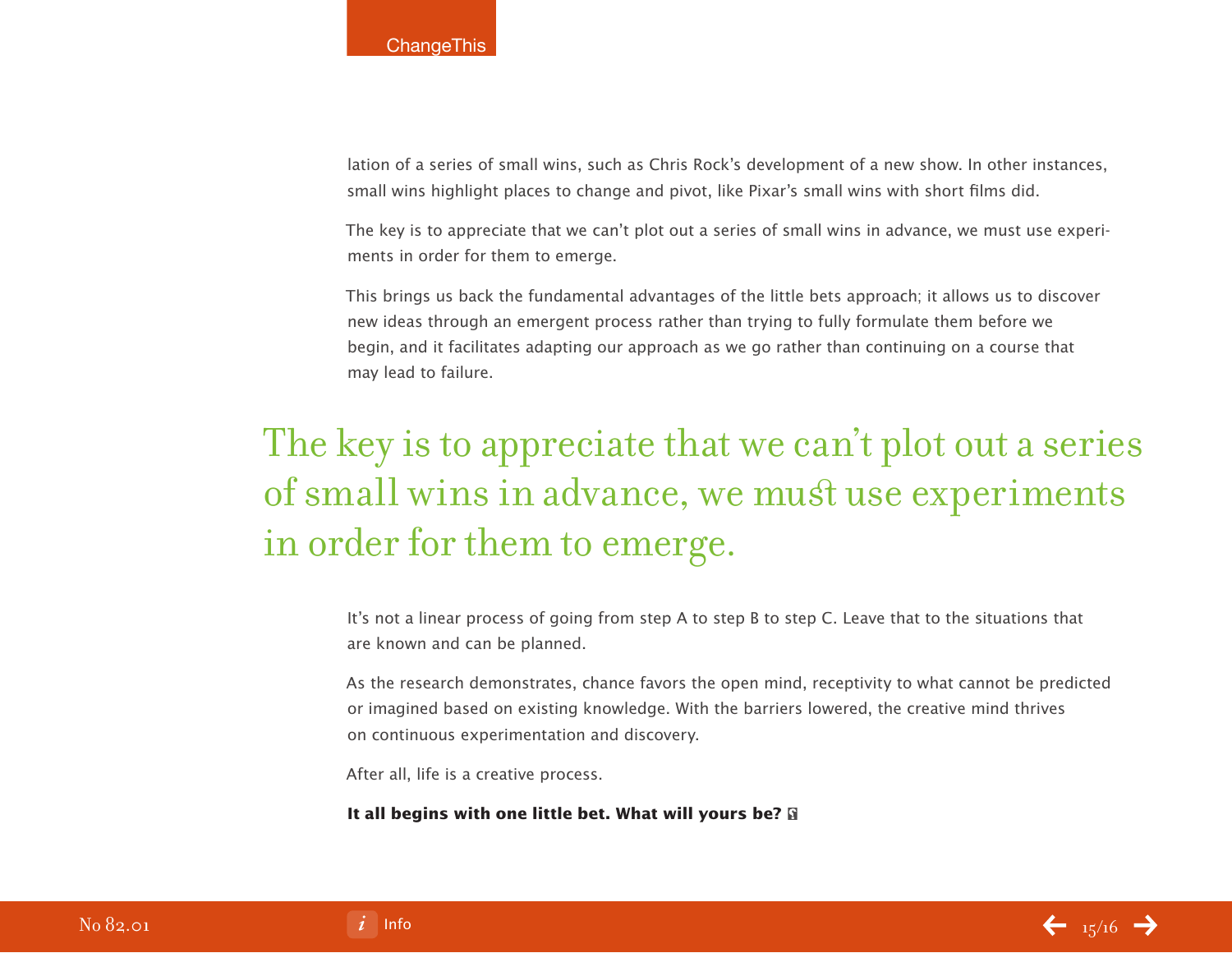lation of a series of small wins, such as Chris Rock's development of a new show. In other instances, small wins highlight places to change and pivot, like Pixar's small wins with short films did.

The key is to appreciate that we can't plot out a series of small wins in advance, we must use experiments in order for them to emerge.

This brings us back the fundamental advantages of the little bets approach; it allows us to discover new ideas through an emergent process rather than trying to fully formulate them before we begin, and it facilitates adapting our approach as we go rather than continuing on a course that may lead to failure.

> The key is to appreciate that we can't plot out a series of small wins in advance, we must use experiments in order for them to emerge.

It's not a linear process of going from step A to step B to step C. Leave that to the situations that are known and can be planned.

As the research demonstrates, chance favors the open mind, receptivity to what cannot be predicted or imagined based on existing knowledge. With the barriers lowered, the creative mind thrives on continuous experimentation and discovery.

After all, life is a creative process.

**It all begins with one little bet. What will yours be?**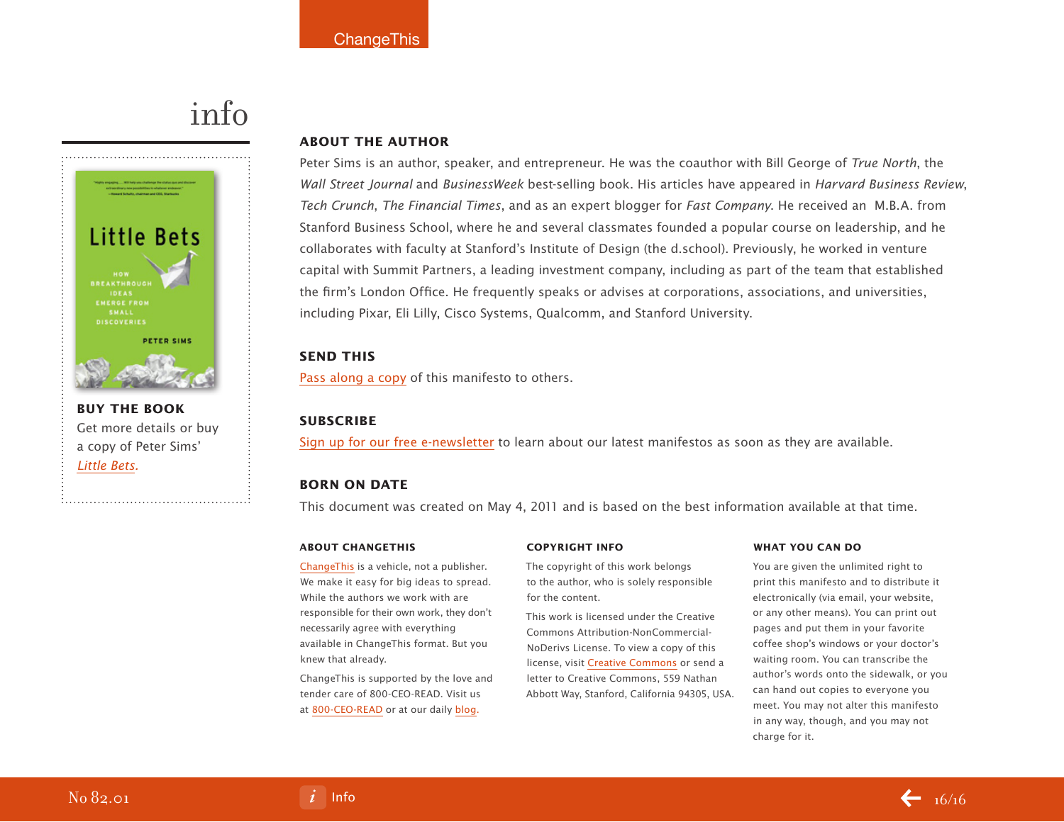# info

**BUY THE BOOK**
Get more details or buy a copy of Peter Sims' *Little Bets*.

## ABOUT THE AUTHOR

Peter Sims is an author, speaker, and entrepreneur. He was the coauthor with Bill George of *True North*, the *Wall Street Journal* and *BusinessWeek* best-selling book. His articles have appeared in *Harvard Business Review*, *Tech Crunch*, *The Financial Times*, and as an expert blogger for *Fast Company*. He received an M.B.A. from Stanford Business School, where he and several classmates founded a popular course on leadership, and he collaborates with faculty at Stanford's Institute of Design (the d.school). Previously, he worked in venture capital with Summit Partners, a leading investment company, including as part of the team that established the firm's London Office. He frequently speaks or advises at corporations, associations, and universities, including Pixar, Eli Lilly, Cisco Systems, Qualcomm, and Stanford University.

## SEND THIS

Pass along a copy of this manifesto to others.

## SUBSCRIBE

Sign up for our free e-newsletter to learn about our latest manifestos as soon as they are available.

## BORN ON DATE

This document was created on May 4, 2011 and is based on the best information available at that time.

### ABOUT CHANGETHIS

ChangeThis is a vehicle, not a publisher. We make it easy for big ideas to spread. While the authors we work with are responsible for their own work, they don't necessarily agree with everything available in ChangeThis format. But you knew that already.

ChangeThis is supported by the love and tender care of 800-CEO-READ. Visit us at 800-CEO-READ or at our daily blog.

### COPYRIGHT INFO

The copyright of this work belongs to the author, who is solely responsible for the content.

This work is licensed under the Creative Commons Attribution-NonCommercial-NoDerivs License. To view a copy of this license, visit Creative Commons or send a letter to Creative Commons, 559 Nathan Abbott Way, Stanford, California 94305, USA.

### WHAT YOU CAN DO

You are given the unlimited right to print this manifesto and to distribute it electronically (via email, your website, or any other means). You can print out pages and put them in your favorite coffee shop's windows or your doctor's waiting room. You can transcribe the author's words onto the sidewalk, or you can hand out copies to everyone you meet. You may not alter this manifesto in any way, though, and you may not charge for it.